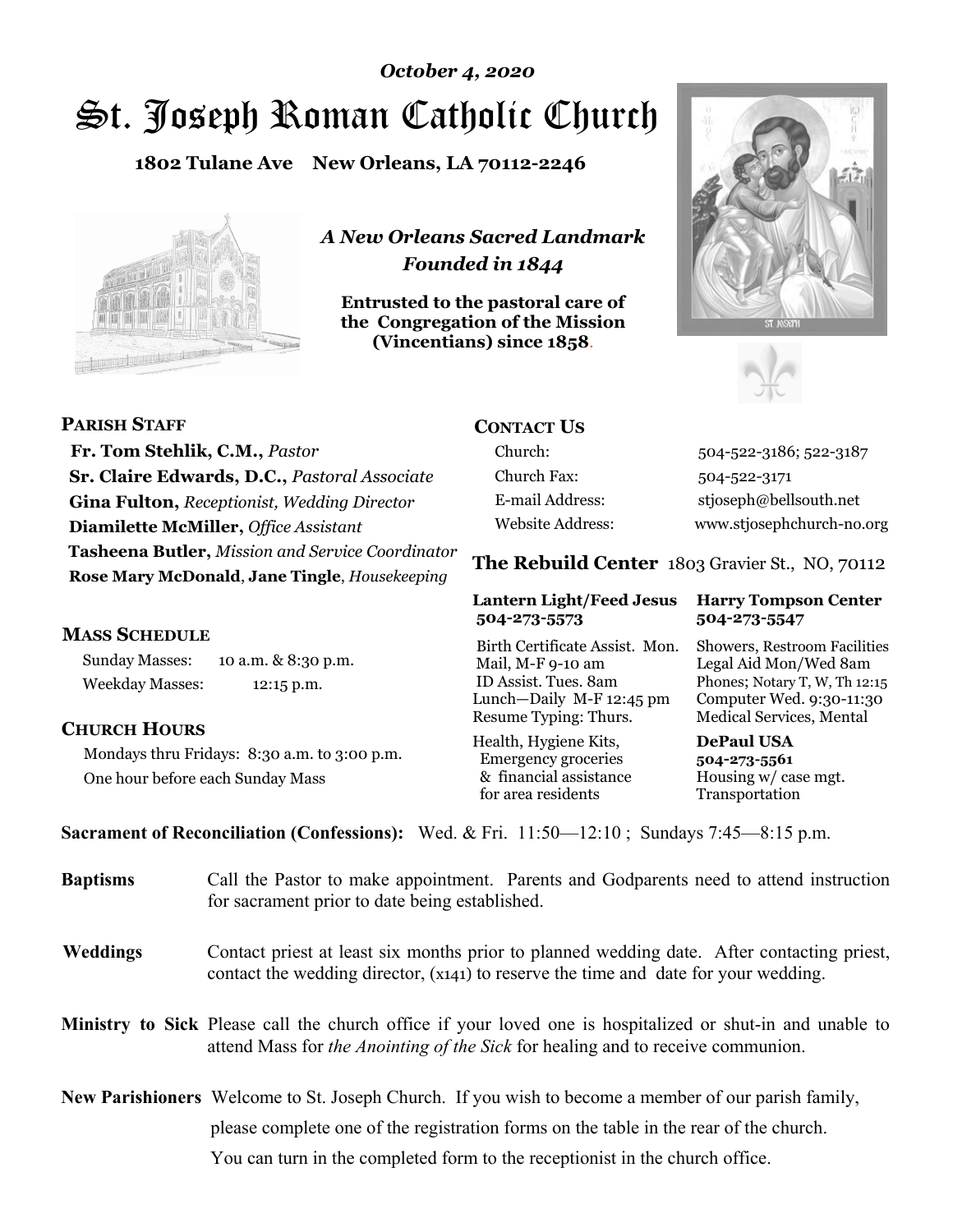*October 4, 2020*

# St. Joseph Roman Catholic Church

**1802 Tulane Ave New Orleans, LA 70112-2246**

*A New Orleans Sacred Landmark*
*Founded in 1844*

**Entrusted to the pastoral care of the Congregation of the Mission (Vincentians) since 1858.**

## PARISH STAFF

**Fr. Tom Stehlik, C.M.,** *Pastor*
**Sr. Claire Edwards, D.C.,** *Pastoral Associate*
**Gina Fulton,** *Receptionist, Wedding Director*
**Diamilette McMiller,** *Office Assistant*
**Tasheena Butler,** *Mission and Service Coordinator*
**Rose Mary McDonald**, **Jane Tingle**, *Housekeeping*

## MASS SCHEDULE

Sunday Masses: 10 a.m. & 8:30 p.m.
Weekday Masses: 12:15 p.m.

## CHURCH HOURS

Mondays thru Fridays: 8:30 a.m. to 3:00 p.m.
One hour before each Sunday Mass

## CONTACT US

| | |
|---|---|
| Church: | 504-522-3186; 522-3187 |
| Church Fax: | 504-522-3171 |
| E-mail Address: | stjoseph@bellsouth.net |
| Website Address: | www.stjosephchurch-no.org |

## The Rebuild Center 1803 Gravier St., NO, 70112

**Lantern Light/Feed Jesus 504-273-5573**

Birth Certificate Assist. Mon. Mail, M-F 9-10 am
ID Assist. Tues. 8am
Lunch—Daily M-F 12:45 pm
Resume Typing: Thurs.
Health, Hygiene Kits, Emergency groceries & financial assistance for area residents

**Harry Tompson Center 504-273-5547**

Showers, Restroom Facilities
Legal Aid Mon/Wed 8am
Phones; Notary T, W, Th 12:15
Computer Wed. 9:30-11:30
Medical Services, Mental

**DePaul USA 504-273-5561**

Housing w/ case mgt.
Transportation

**Sacrament of Reconciliation (Confessions):** Wed. & Fri. 11:50—12:10 ; Sundays 7:45—8:15 p.m.

**Baptisms** Call the Pastor to make appointment. Parents and Godparents need to attend instruction for sacrament prior to date being established.

**Weddings** Contact priest at least six months prior to planned wedding date. After contacting priest, contact the wedding director, (x141) to reserve the time and date for your wedding.

**Ministry to Sick** Please call the church office if your loved one is hospitalized or shut-in and unable to attend Mass for *the Anointing of the Sick* for healing and to receive communion.

**New Parishioners** Welcome to St. Joseph Church. If you wish to become a member of our parish family, please complete one of the registration forms on the table in the rear of the church. You can turn in the completed form to the receptionist in the church office.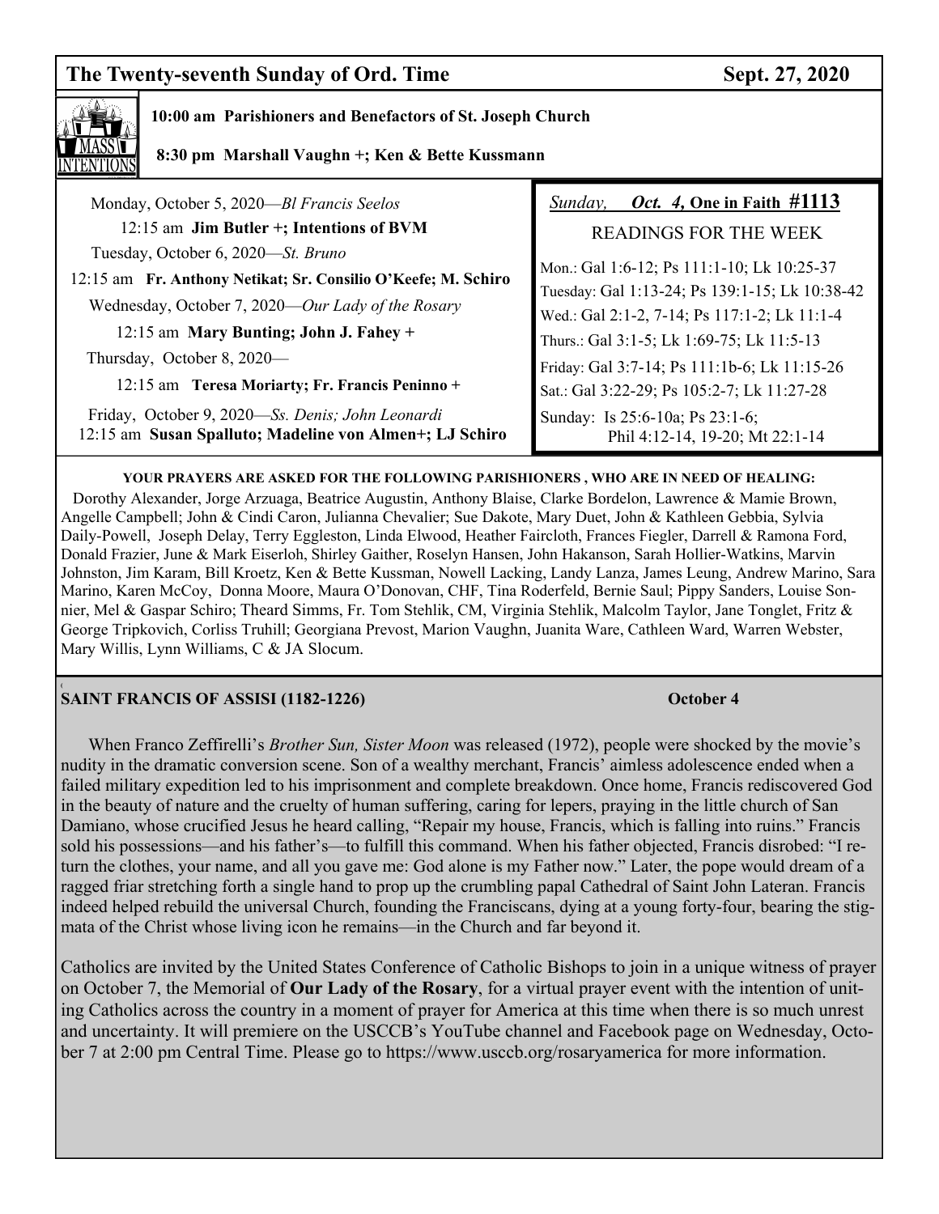## The Twenty-seventh Sunday of Ord. Time — Sept. 27, 2020

**MASS INTENTIONS**

**10:00 am Parishioners and Benefactors of St. Joseph Church**

**8:30 pm Marshall Vaughn +; Ken & Bette Kussmann**

Monday, October 5, 2020—*Bl Francis Seelos*
12:15 am **Jim Butler +; Intentions of BVM**

Tuesday, October 6, 2020—*St. Bruno*
12:15 am **Fr. Anthony Netikat; Sr. Consilio O'Keefe; M. Schiro**

Wednesday, October 7, 2020—*Our Lady of the Rosary*
12:15 am **Mary Bunting; John J. Fahey +**

Thursday, October 8, 2020—
12:15 am **Teresa Moriarty; Fr. Francis Peninno +**

Friday, October 9, 2020—*Ss. Denis; John Leonardi*
12:15 am **Susan Spalluto; Madeline von Almen+; LJ Schiro**

*Sunday,* ***Oct. 4,*** **One in Faith #1113**

READINGS FOR THE WEEK

Mon.: Gal 1:6-12; Ps 111:1-10; Lk 10:25-37
Tuesday: Gal 1:13-24; Ps 139:1-15; Lk 10:38-42
Wed.: Gal 2:1-2, 7-14; Ps 117:1-2; Lk 11:1-4
Thurs.: Gal 3:1-5; Lk 1:69-75; Lk 11:5-13
Friday: Gal 3:7-14; Ps 111:1b-6; Lk 11:15-26
Sat.: Gal 3:22-29; Ps 105:2-7; Lk 11:27-28
Sunday: Is 25:6-10a; Ps 23:1-6; Phil 4:12-14, 19-20; Mt 22:1-14

**YOUR PRAYERS ARE ASKED FOR THE FOLLOWING PARISHIONERS , WHO ARE IN NEED OF HEALING:**

Dorothy Alexander, Jorge Arzuaga, Beatrice Augustin, Anthony Blaise, Clarke Bordelon, Lawrence & Mamie Brown, Angelle Campbell; John & Cindi Caron, Julianna Chevalier; Sue Dakote, Mary Duet, John & Kathleen Gebbia, Sylvia Daily-Powell, Joseph Delay, Terry Eggleston, Linda Elwood, Heather Faircloth, Frances Fiegler, Darrell & Ramona Ford, Donald Frazier, June & Mark Eiserloh, Shirley Gaither, Roselyn Hansen, John Hakanson, Sarah Hollier-Watkins, Marvin Johnston, Jim Karam, Bill Kroetz, Ken & Bette Kussman, Nowell Lacking, Landy Lanza, James Leung, Andrew Marino, Sara Marino, Karen McCoy, Donna Moore, Maura O'Donovan, CHF, Tina Roderfeld, Bernie Saul; Pippy Sanders, Louise Sonnier, Mel & Gaspar Schiro; Theard Simms, Fr. Tom Stehlik, CM, Virginia Stehlik, Malcolm Taylor, Jane Tonglet, Fritz & George Tripkovich, Corliss Truhill; Georgiana Prevost, Marion Vaughn, Juanita Ware, Cathleen Ward, Warren Webster, Mary Willis, Lynn Williams, C & JA Slocum.

### SAINT FRANCIS OF ASSISI (1182-1226) — October 4

When Franco Zeffirelli's *Brother Sun, Sister Moon* was released (1972), people were shocked by the movie's nudity in the dramatic conversion scene. Son of a wealthy merchant, Francis' aimless adolescence ended when a failed military expedition led to his imprisonment and complete breakdown. Once home, Francis rediscovered God in the beauty of nature and the cruelty of human suffering, caring for lepers, praying in the little church of San Damiano, whose crucified Jesus he heard calling, "Repair my house, Francis, which is falling into ruins." Francis sold his possessions—and his father's—to fulfill this command. When his father objected, Francis disrobed: "I return the clothes, your name, and all you gave me: God alone is my Father now." Later, the pope would dream of a ragged friar stretching forth a single hand to prop up the crumbling papal Cathedral of Saint John Lateran. Francis indeed helped rebuild the universal Church, founding the Franciscans, dying at a young forty-four, bearing the stigmata of the Christ whose living icon he remains—in the Church and far beyond it.

Catholics are invited by the United States Conference of Catholic Bishops to join in a unique witness of prayer on October 7, the Memorial of **Our Lady of the Rosary**, for a virtual prayer event with the intention of uniting Catholics across the country in a moment of prayer for America at this time when there is so much unrest and uncertainty. It will premiere on the USCCB's YouTube channel and Facebook page on Wednesday, October 7 at 2:00 pm Central Time. Please go to https://www.usccb.org/rosaryamerica for more information.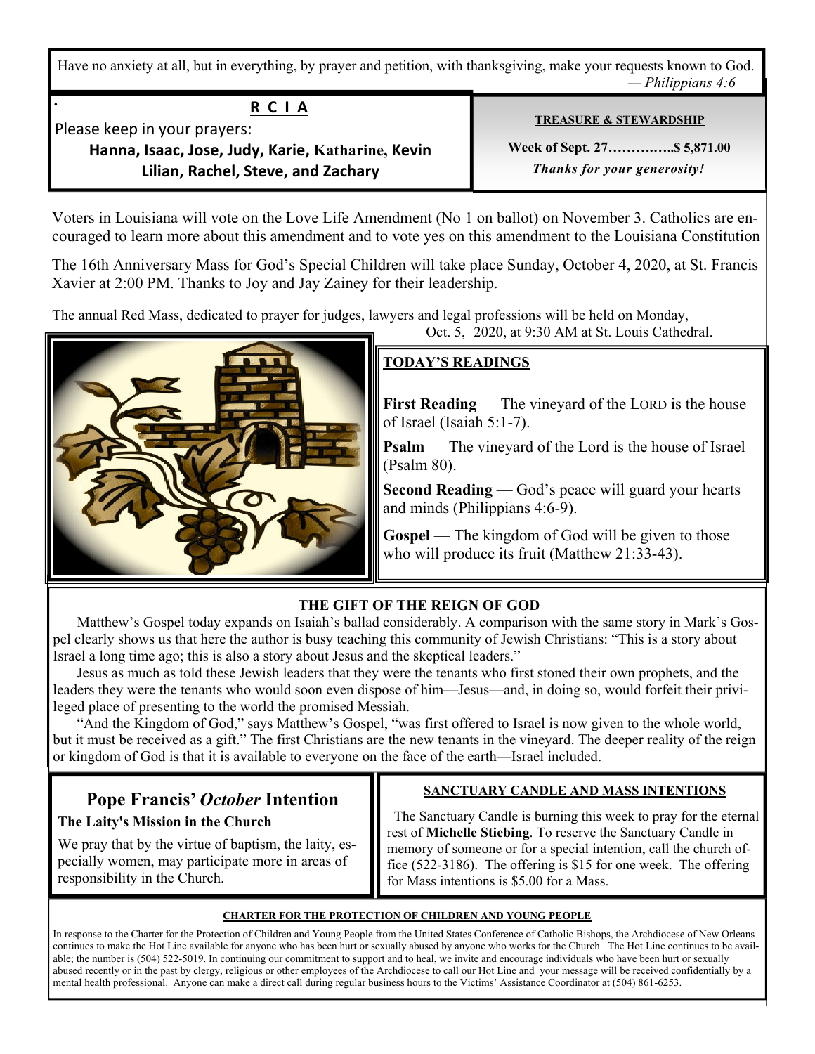Have no anxiety at all, but in everything, by prayer and petition, with thanksgiving, make your requests known to God.
*— Philippians 4:6*

## R C I A

Please keep in your prayers:

**Hanna, Isaac, Jose, Judy, Karie, Katharine, Kevin Lilian, Rachel, Steve, and Zachary**

**TREASURE & STEWARDSHIP**

**Week of Sept. 27…………...$ 5,871.00**

***Thanks for your generosity!***

Voters in Louisiana will vote on the Love Life Amendment (No 1 on ballot) on November 3. Catholics are encouraged to learn more about this amendment and to vote yes on this amendment to the Louisiana Constitution

The 16th Anniversary Mass for God's Special Children will take place Sunday, October 4, 2020, at St. Francis Xavier at 2:00 PM. Thanks to Joy and Jay Zainey for their leadership.

The annual Red Mass, dedicated to prayer for judges, lawyers and legal professions will be held on Monday, Oct. 5, 2020, at 9:30 AM at St. Louis Cathedral.

**TODAY'S READINGS**

**First Reading** — The vineyard of the LORD is the house of Israel (Isaiah 5:1-7).

**Psalm** — The vineyard of the Lord is the house of Israel (Psalm 80).

**Second Reading** — God's peace will guard your hearts and minds (Philippians 4:6-9).

**Gospel** — The kingdom of God will be given to those who will produce its fruit (Matthew 21:33-43).

**THE GIFT OF THE REIGN OF GOD**

Matthew's Gospel today expands on Isaiah's ballad considerably. A comparison with the same story in Mark's Gospel clearly shows us that here the author is busy teaching this community of Jewish Christians: "This is a story about Israel a long time ago; this is also a story about Jesus and the skeptical leaders."

Jesus as much as told these Jewish leaders that they were the tenants who first stoned their own prophets, and the leaders they were the tenants who would soon even dispose of him—Jesus—and, in doing so, would forfeit their privileged place of presenting to the world the promised Messiah.

"And the Kingdom of God," says Matthew's Gospel, "was first offered to Israel is now given to the whole world, but it must be received as a gift." The first Christians are the new tenants in the vineyard. The deeper reality of the reign or kingdom of God is that it is available to everyone on the face of the earth—Israel included.

## Pope Francis' *October* Intention

**The Laity's Mission in the Church**

We pray that by the virtue of baptism, the laity, especially women, may participate more in areas of responsibility in the Church.

**SANCTUARY CANDLE AND MASS INTENTIONS**

The Sanctuary Candle is burning this week to pray for the eternal rest of **Michelle Stiebing**. To reserve the Sanctuary Candle in memory of someone or for a special intention, call the church office (522-3186). The offering is $15 for one week. The offering for Mass intentions is $5.00 for a Mass.

**CHARTER FOR THE PROTECTION OF CHILDREN AND YOUNG PEOPLE**

In response to the Charter for the Protection of Children and Young People from the United States Conference of Catholic Bishops, the Archdiocese of New Orleans continues to make the Hot Line available for anyone who has been hurt or sexually abused by anyone who works for the Church. The Hot Line continues to be available; the number is (504) 522-5019. In continuing our commitment to support and to heal, we invite and encourage individuals who have been hurt or sexually abused recently or in the past by clergy, religious or other employees of the Archdiocese to call our Hot Line and your message will be received confidentially by a mental health professional. Anyone can make a direct call during regular business hours to the Victims' Assistance Coordinator at (504) 861-6253.